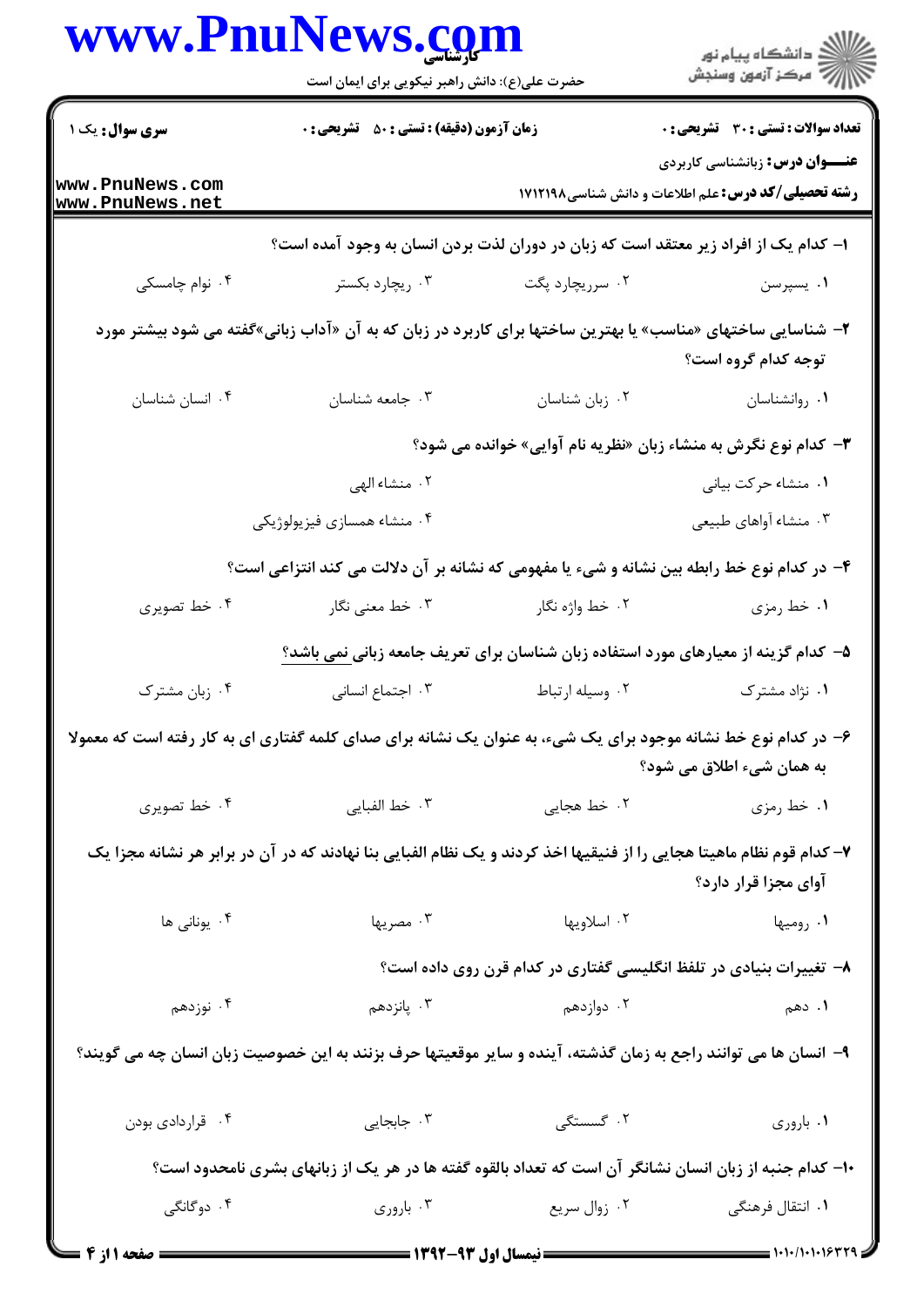**سری سؤال:** یک ۱ | **زمان آزمون (دقیقه) : تستی : ۵۰ تشریحی : ۰** | **تعداد سوالات : تستی : ۳۰ تشریحی : ۰**

**عنـــوان درس:** زبانشناسی کاربردی

**رشته تحصیلی/کد درس:** علم اطلاعات و دانش شناسی ۱۷۱۲۱۹۸

۱- کدام یک از افراد زیر معتقد است که زبان در دوران لذت بردن انسان به وجود آمده است؟

۱. یسپرسن ۲. سرریچارد پگت ۳. ریچارد بکستر ۴. نوام چامسکی

۲- شناسایی ساختهای «مناسب» یا بهترین ساختها برای کاربرد در زبان که به آن «آداب زبانی»گفته می شود بیشتر مورد توجه کدام گروه است؟

۱. روانشناسان ۲. زبان شناسان ۳. جامعه شناسان ۴. انسان شناسان

۳- کدام نوع نگرش به منشاء زبان «نظریه نام آوایی» خوانده می شود؟

۱. منشاء حرکت بیانی ۲. منشاء الهی ۳. منشاء آواهای طبیعی ۴. منشاء همسازی فیزیولوژیکی

۴- در کدام نوع خط رابطه بین نشانه و شیء یا مفهومی که نشانه بر آن دلالت می کند انتزاعی است؟

۱. خط رمزی ۲. خط واژه نگار ۳. خط معنی نگار ۴. خط تصویری

۵- کدام گزینه از معیارهای مورد استفاده زبان شناسان برای تعریف جامعه زبانی نمی باشد؟

۱. نژاد مشترک ۲. وسیله ارتباط ۳. اجتماع انسانی ۴. زبان مشترک

۶- در کدام نوع خط نشانه موجود برای یک شیء، به عنوان یک نشانه برای صدای کلمه گفتاری ای به کار رفته است که معمولا به همان شیء اطلاق می شود؟

۱. خط رمزی ۲. خط هجایی ۳. خط الفبایی ۴. خط تصویری

۷- کدام قوم نظام ماهیتا هجایی را از فنیقیها اخذ کردند و یک نظام الفبایی بنا نهادند که در آن در برابر هر نشانه مجزا یک آوای مجزا قرار دارد؟

۱. رومیها ۲. اسلاویها ۳. مصریها ۴. یونانی ها

۸- تغییرات بنیادی در تلفظ انگلیسی گفتاری در کدام قرن روی داده است؟

۱. دهم ۲. دوازدهم ۳. پانزدهم ۴. نوزدهم

۹- انسان ها می توانند راجع به زمان گذشته، آینده و سایر موقعیتها حرف بزنند به این خصوصیت زبان انسان چه می گویند؟

۱. باروری ۲. گسستگی ۳. جابجایی ۴. قراردادی بودن

۱۰- کدام جنبه از زبان انسان نشانگر آن است که تعداد بالقوه گفته ها در هر یک از زبانهای بشری نامحدود است؟

۱. انتقال فرهنگی ۲. زوال سریع ۳. باروری ۴. دوگانگی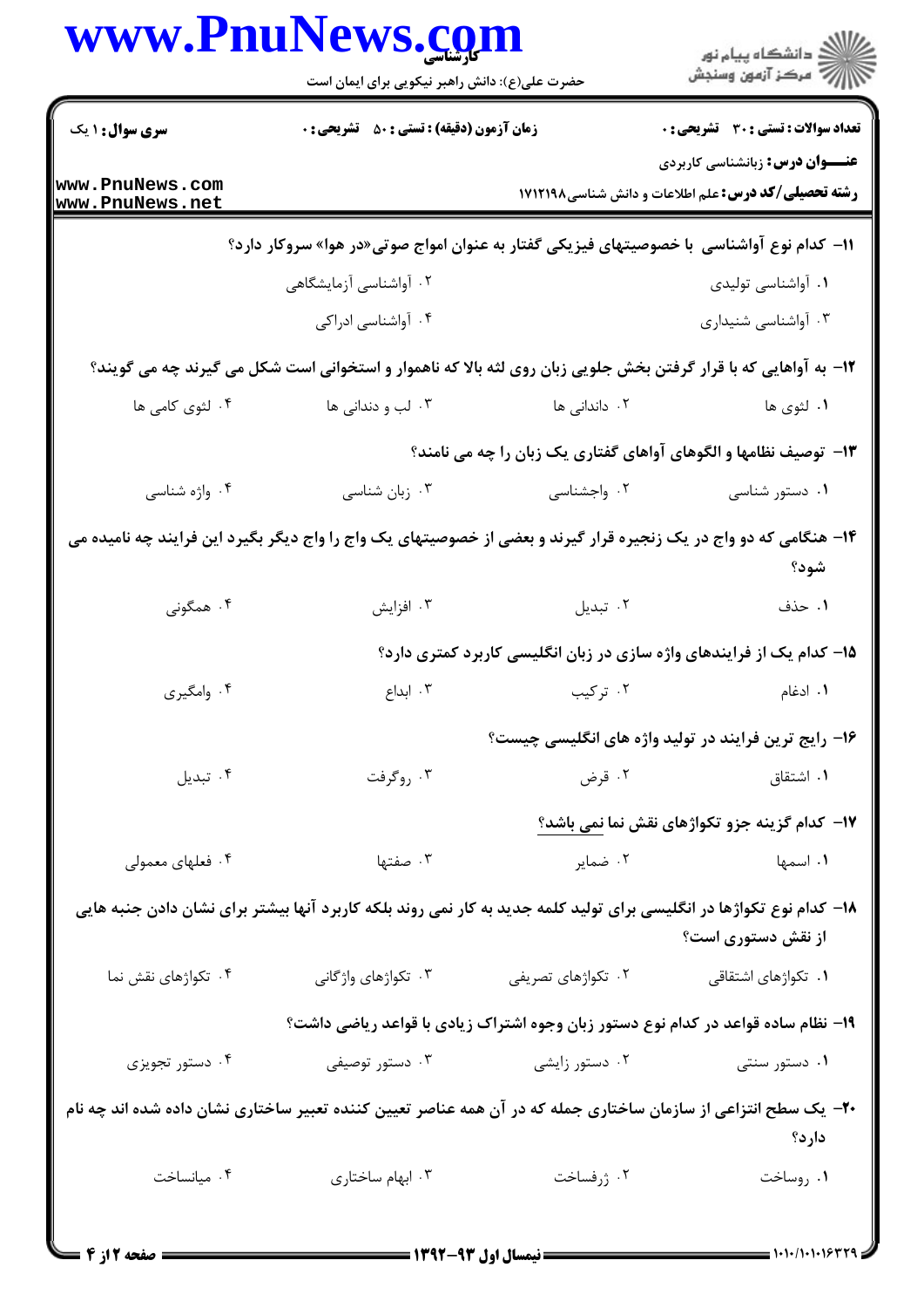۱۱- کدام نوع آواشناسی با خصوصیتهای فیزیکی گفتار به عنوان امواج صوتی«در هوا» سروکار دارد؟

۱. آواشناسی تولیدی
۲. آواشناسی آزمایشگاهی
۳. آواشناسی شنیداری
۴. آواشناسی ادراکی

۱۲- به آواهایی که با قرار گرفتن بخش جلویی زبان روی لثه بالا که ناهموار و استخوانی است شکل می گیرند چه می گویند؟

۱. لثوی ها
۲. دندانی ها
۳. لب و دندانی ها
۴. لثوی کامی ها

۱۳- توصیف نظامها و الگوهای آواهای گفتاری یک زبان را چه می نامند؟

۱. دستور شناسی
۲. واجشناسی
۳. زبان شناسی
۴. واژه شناسی

۱۴- هنگامی که دو واج در یک زنجیره قرار گیرند و بعضی از خصوصیتهای یک واج را واج دیگر بگیرد این فرایند چه نامیده می شود؟

۱. حذف
۲. تبدیل
۳. افزایش
۴. همگونی

۱۵- کدام یک از فرایندهای واژه سازی در زبان انگلیسی کاربرد کمتری دارد؟

۱. ادغام
۲. ترکیب
۳. ابداع
۴. وامگیری

۱۶- رایج ترین فرایند در تولید واژه های انگلیسی چیست؟

۱. اشتقاق
۲. قرض
۳. روگرفت
۴. تبدیل

۱۷- کدام گزینه جزو تکواژهای نقش نما نمی باشد؟

۱. اسمها
۲. ضمایر
۳. صفتها
۴. فعلهای معمولی

۱۸- کدام نوع تکواژها در انگلیسی برای تولید کلمه جدید به کار نمی روند بلکه کاربرد آنها بیشتر برای نشان دادن جنبه هایی از نقش دستوری است؟

۱. تکواژهای اشتقاقی
۲. تکواژهای تصریفی
۳. تکواژهای واژگانی
۴. تکواژهای نقش نما

۱۹- نظام ساده قواعد در کدام نوع دستور زبان وجوه اشتراک زیادی با قواعد ریاضی داشت؟

۱. دستور سنتی
۲. دستور زایشی
۳. دستور توصیفی
۴. دستور تجویزی

۲۰- یک سطح انتزاعی از سازمان ساختاری جمله که در آن همه عناصر تعیین کننده تعبیر ساختاری نشان داده شده اند چه نام دارد؟

۱. روساخت
۲. ژرفساخت
۳. ابهام ساختاری
۴. میانساخت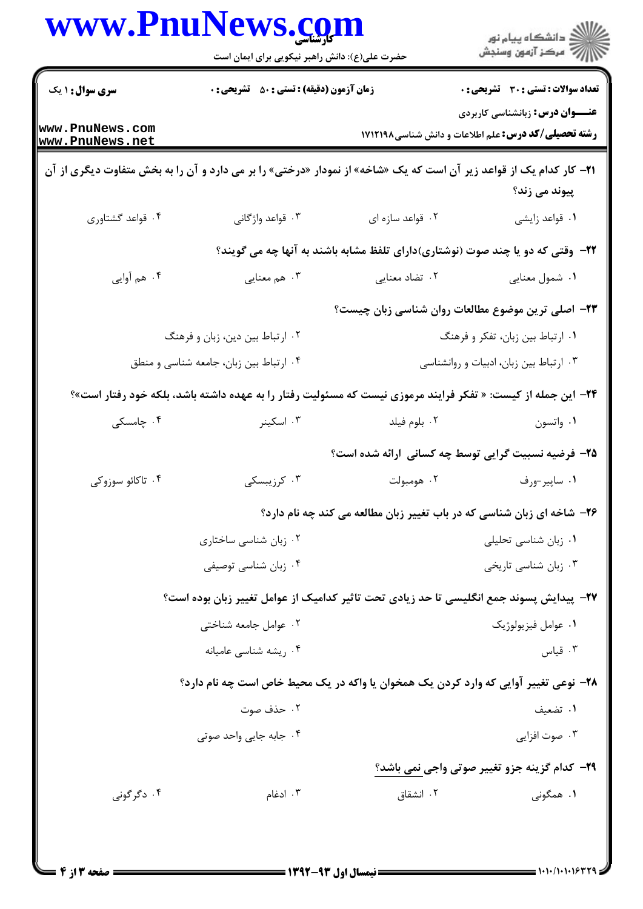۲۱- کار کدام یک از قواعد زیر آن است که یک «شاخه» از نمودار «درختی» را بر می دارد و آن را به بخش متفاوت دیگری از آن پیوند می زند؟

۱. قواعد زایشی
۲. قواعد سازه ای
۳. قواعد واژگانی
۴. قواعد گشتاوری

۲۲- وقتی که دو یا چند صوت (نوشتاری)دارای تلفظ مشابه باشند به آنها چه می گویند؟

۱. شمول معنایی
۲. تضاد معنایی
۳. هم معنایی
۴. هم آوایی

۲۳- اصلی ترین موضوع مطالعات روان شناسی زبان چیست؟

۱. ارتباط بین زبان، تفکر و فرهنگ
۲. ارتباط بین دین، زبان و فرهنگ
۳. ارتباط بین زبان، ادبیات و روانشناسی
۴. ارتباط بین زبان، جامعه شناسی و منطق

۲۴- این جمله از کیست: « تفکر فرایند مرموزی نیست که مسئولیت رفتار را به عهده داشته باشد، بلکه خود رفتار است»؟

۱. واتسون
۲. بلوم فیلد
۳. اسکینر
۴. چامسکی

۲۵- فرضیه نسبیت گرایی توسط چه کسانی ارائه شده است؟

۱. ساپیر-ورف
۲. هومبولت
۳. کرزیبسکی
۴. تاکائو سوزوکی

۲۶- شاخه ای از زبان شناسی که در باب تغییر زبان مطالعه می کند چه نام دارد؟

۱. زبان شناسی تحلیلی
۲. زبان شناسی ساختاری
۳. زبان شناسی تاریخی
۴. زبان شناسی توصیفی

۲۷- پیدایش پسوند جمع انگلیسی تا حد زیادی تحت تاثیر کدامیک از عوامل تغییر زبان بوده است؟

۱. عوامل فیزیولوژیک
۲. عوامل جامعه شناختی
۳. قیاس
۴. ریشه شناسی عامیانه

۲۸- نوعی تغییر آوایی که وارد کردن یک همخوان یا واکه در یک محیط خاص است چه نام دارد؟

۱. تضعیف
۲. حذف صوت
۳. صوت افزایی
۴. جابه جایی واحد صوتی

۲۹- کدام گزینه جزو تغییر صوتی واجی نمی باشد؟

۱. همگونی
۲. انشقاق
۳. ادغام
۴. دگرگونی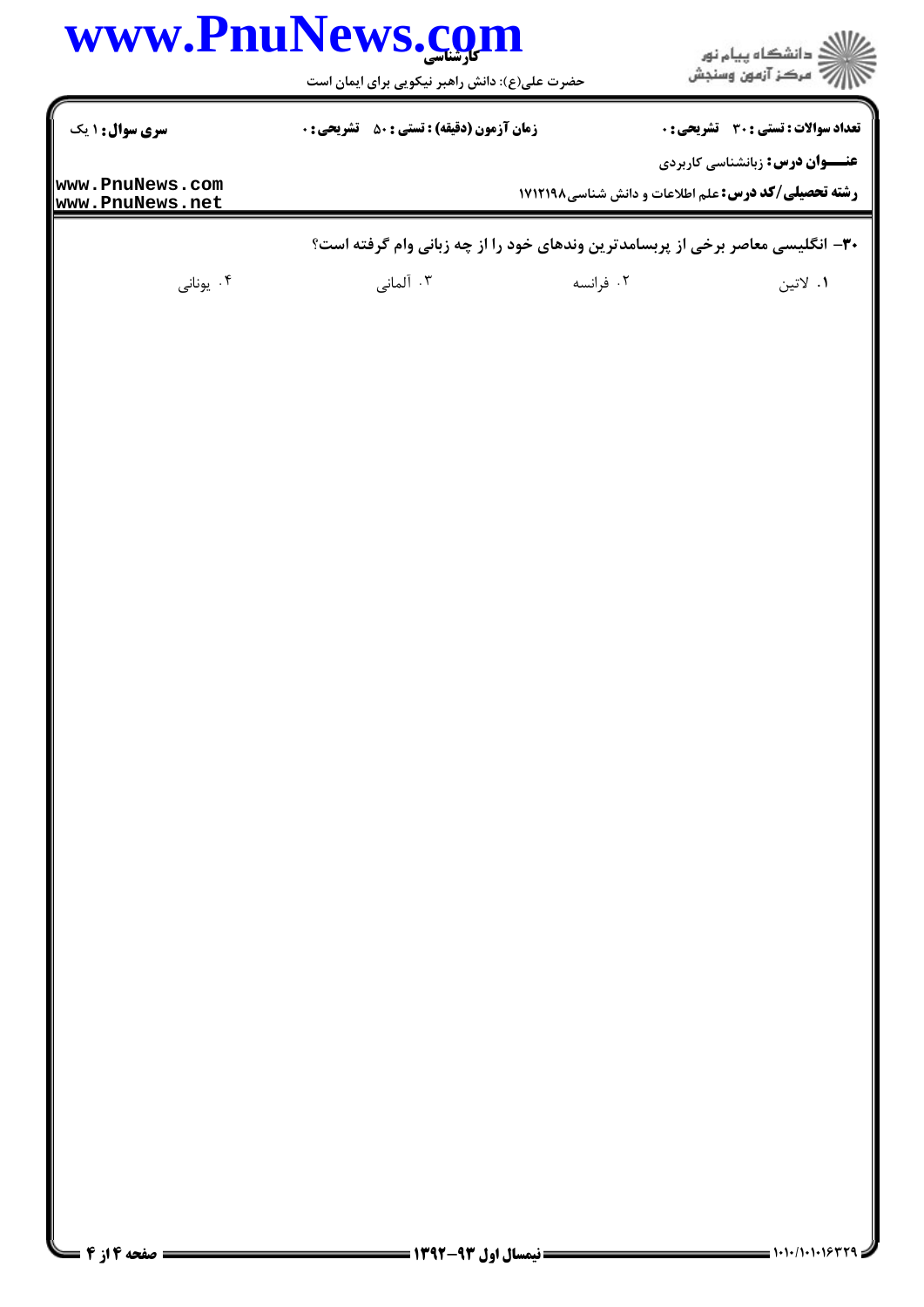**تعداد سوالات : تستی : ۳۰ تشریحی : ۰** | **زمان آزمون (دقیقه) : تستی : ۵۰ تشریحی : ۰** | **سری سوال : ۱ یک**

**عنـــوان درس:** زبانشناسی کاربردی

**رشته تحصیلی/کد درس:** علم اطلاعات و دانش شناسی۱۷۱۲۱۹۸

**۳۰- انگلیسی معاصر برخی از پربسامدترین وندهای خود را از چه زبانی وام گرفته است؟**

۱. لاتین

۲. فرانسه

۳. آلمانی

۴. یونانی